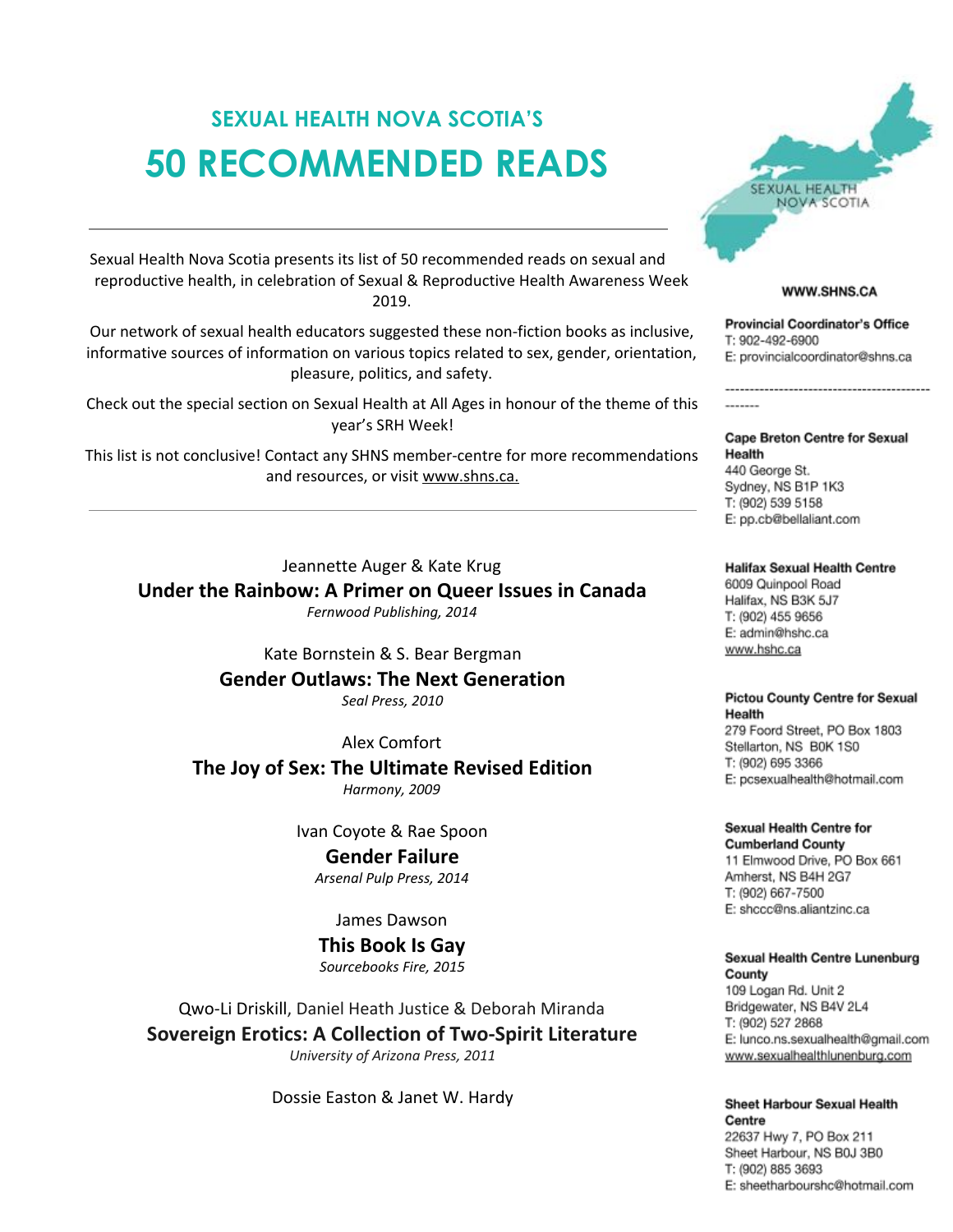## SEXUAL HEALTH NOVA SCOTIA'S

# 50 RECOMMENDED READS

---

Sexual Health Nova Scotia presents its list of 50 recommended reads on sexual and reproductive health, in celebration of Sexual & Reproductive Health Awareness Week 2019.

Our network of sexual health educators suggested these non-fiction books as inclusive, informative sources of information on various topics related to sex, gender, orientation, pleasure, politics, and safety.

Check out the special section on Sexual Health at All Ages in honour of the theme of this year's SRH Week!

This list is not conclusive! Contact any SHNS member-centre for more recommendations and resources, or visit www.shns.ca.

---

Jeannette Auger & Kate Krug
**Under the Rainbow: A Primer on Queer Issues in Canada**
*Fernwood Publishing, 2014*

Kate Bornstein & S. Bear Bergman
**Gender Outlaws: The Next Generation**
*Seal Press, 2010*

Alex Comfort
**The Joy of Sex: The Ultimate Revised Edition**
*Harmony, 2009*

Ivan Coyote & Rae Spoon
**Gender Failure**
*Arsenal Pulp Press, 2014*

James Dawson
**This Book Is Gay**
*Sourcebooks Fire, 2015*

Qwo-Li Driskill, Daniel Heath Justice & Deborah Miranda
**Sovereign Erotics: A Collection of Two-Spirit Literature**
*University of Arizona Press, 2011*

Dossie Easton & Janet W. Hardy

---

SEXUAL HEALTH NOVA SCOTIA

**WWW.SHNS.CA**

**Provincial Coordinator's Office**
T: 902-492-6900
E: provincialcoordinator@shns.ca

**Cape Breton Centre for Sexual Health**
440 George St.
Sydney, NS B1P 1K3
T: (902) 539 5158
E: pp.cb@bellaliant.com

**Halifax Sexual Health Centre**
6009 Quinpool Road
Halifax, NS B3K 5J7
T: (902) 455 9656
E: admin@hshc.ca
www.hshc.ca

**Pictou County Centre for Sexual Health**
279 Foord Street, PO Box 1803
Stellarton, NS B0K 1S0
T: (902) 695 3366
E: pcsexualhealth@hotmail.com

**Sexual Health Centre for Cumberland County**
11 Elmwood Drive, PO Box 661
Amherst, NS B4H 2G7
T: (902) 667-7500
E: shccc@ns.aliantzinc.ca

**Sexual Health Centre Lunenburg County**
109 Logan Rd. Unit 2
Bridgewater, NS B4V 2L4
T: (902) 527 2868
E: lunco.ns.sexualhealth@gmail.com
www.sexualhealthlunenburg.com

**Sheet Harbour Sexual Health Centre**
22637 Hwy 7, PO Box 211
Sheet Harbour, NS B0J 3B0
T: (902) 885 3693
E: sheetharbourshc@hotmail.com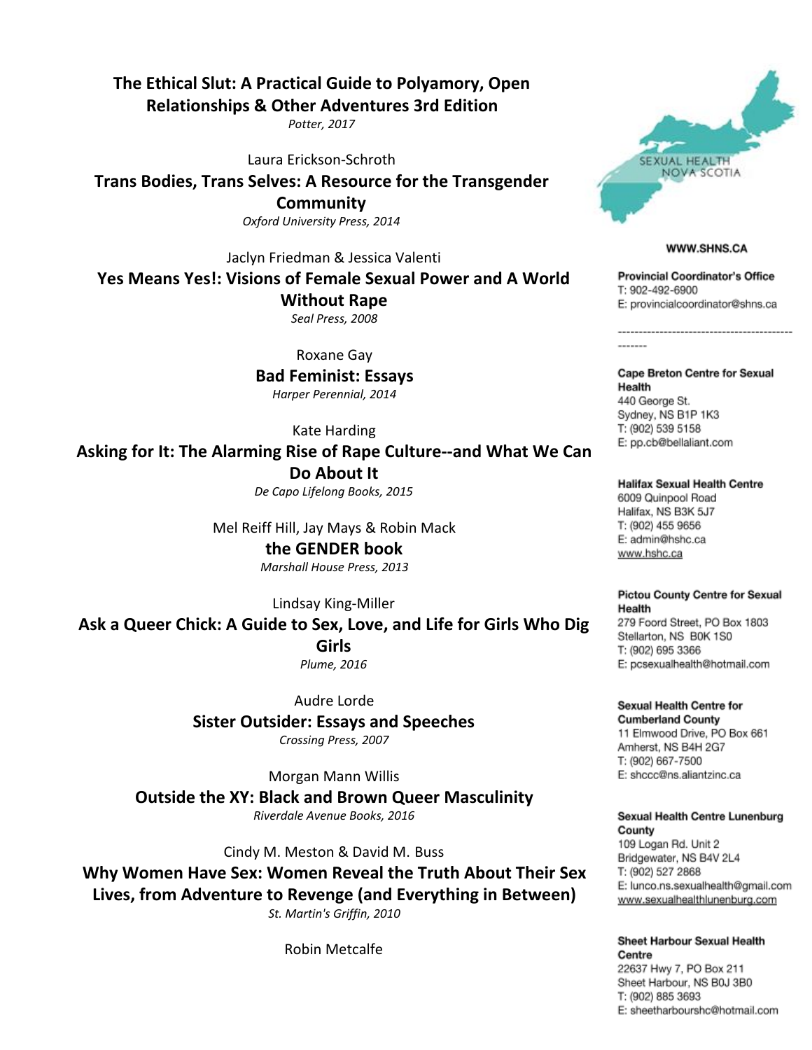**The Ethical Slut: A Practical Guide to Polyamory, Open Relationships & Other Adventures 3rd Edition**
*Potter, 2017*

Laura Erickson-Schroth
**Trans Bodies, Trans Selves: A Resource for the Transgender Community**
*Oxford University Press, 2014*

Jaclyn Friedman & Jessica Valenti
**Yes Means Yes!: Visions of Female Sexual Power and A World Without Rape**
*Seal Press, 2008*

Roxane Gay
**Bad Feminist: Essays**
*Harper Perennial, 2014*

Kate Harding
**Asking for It: The Alarming Rise of Rape Culture--and What We Can Do About It**
*De Capo Lifelong Books, 2015*

Mel Reiff Hill, Jay Mays & Robin Mack
**the GENDER book**
*Marshall House Press, 2013*

Lindsay King-Miller
**Ask a Queer Chick: A Guide to Sex, Love, and Life for Girls Who Dig Girls**
*Plume, 2016*

Audre Lorde
**Sister Outsider: Essays and Speeches**
*Crossing Press, 2007*

Morgan Mann Willis
**Outside the XY: Black and Brown Queer Masculinity**
*Riverdale Avenue Books, 2016*

Cindy M. Meston & David M. Buss
**Why Women Have Sex: Women Reveal the Truth About Their Sex Lives, from Adventure to Revenge (and Everything in Between)**
*St. Martin's Griffin, 2010*

Robin Metcalfe

SEXUAL HEALTH NOVA SCOTIA

**WWW.SHNS.CA**

**Provincial Coordinator's Office**
T: 902-492-6900
E: provincialcoordinator@shns.ca

---

**Cape Breton Centre for Sexual Health**
440 George St.
Sydney, NS B1P 1K3
T: (902) 539 5158
E: pp.cb@bellaliant.com

**Halifax Sexual Health Centre**
6009 Quinpool Road
Halifax, NS B3K 5J7
T: (902) 455 9656
E: admin@hshc.ca
www.hshc.ca

**Pictou County Centre for Sexual Health**
279 Foord Street, PO Box 1803
Stellarton, NS B0K 1S0
T: (902) 695 3366
E: pcsexualhealth@hotmail.com

**Sexual Health Centre for Cumberland County**
11 Elmwood Drive, PO Box 661
Amherst, NS B4H 2G7
T: (902) 667-7500
E: shccc@ns.aliantzinc.ca

**Sexual Health Centre Lunenburg County**
109 Logan Rd. Unit 2
Bridgewater, NS B4V 2L4
T: (902) 527 2868
E: lunco.ns.sexualhealth@gmail.com
www.sexualhealthlunenburg.com

**Sheet Harbour Sexual Health Centre**
22637 Hwy 7, PO Box 211
Sheet Harbour, NS B0J 3B0
T: (902) 885 3693
E: sheetharbourshc@hotmail.com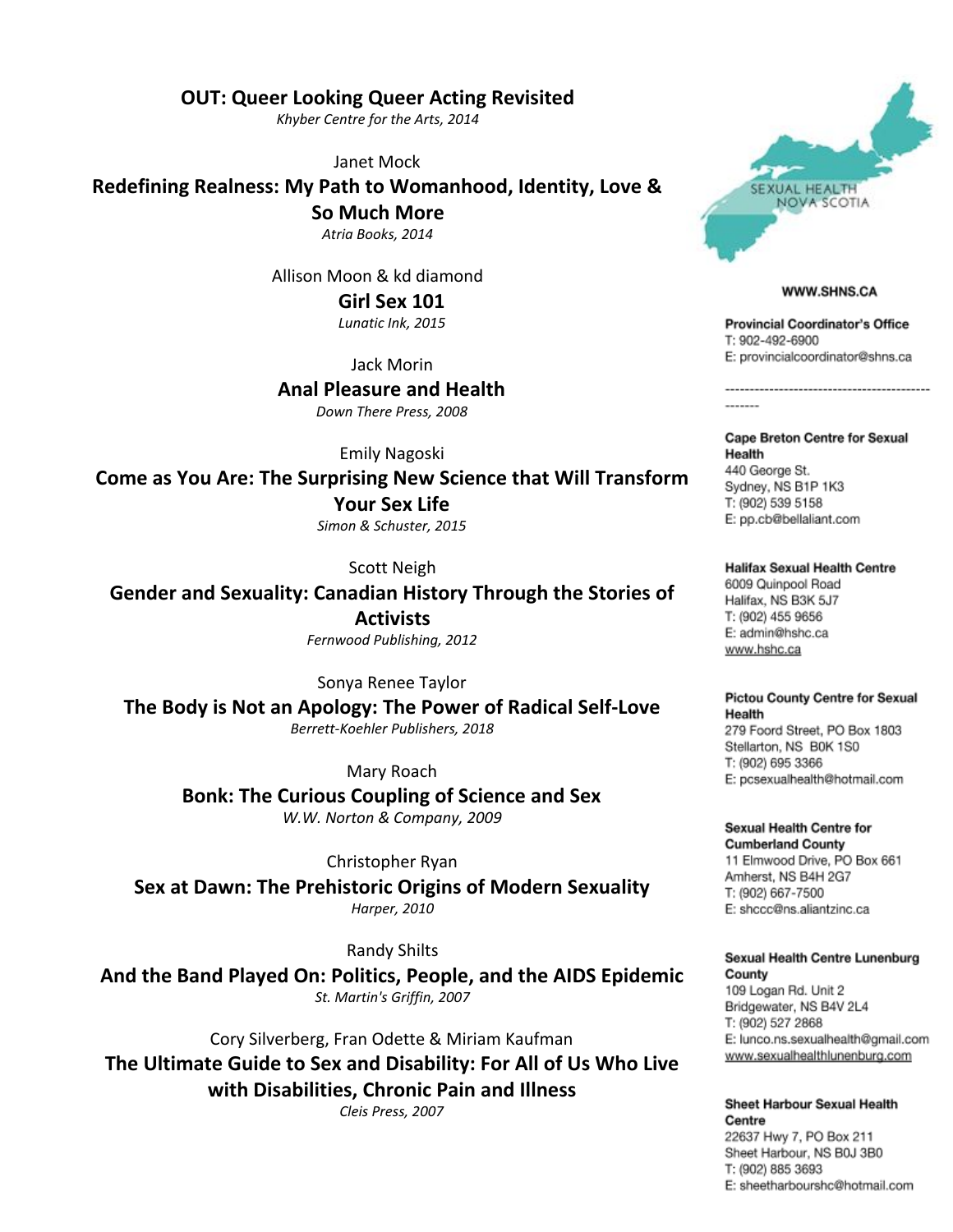**OUT: Queer Looking Queer Acting Revisited**
*Khyber Centre for the Arts, 2014*

Janet Mock
**Redefining Realness: My Path to Womanhood, Identity, Love & So Much More**
*Atria Books, 2014*

Allison Moon & kd diamond
**Girl Sex 101**
*Lunatic Ink, 2015*

Jack Morin
**Anal Pleasure and Health**
*Down There Press, 2008*

Emily Nagoski
**Come as You Are: The Surprising New Science that Will Transform Your Sex Life**
*Simon & Schuster, 2015*

Scott Neigh
**Gender and Sexuality: Canadian History Through the Stories of Activists**
*Fernwood Publishing, 2012*

Sonya Renee Taylor
**The Body is Not an Apology: The Power of Radical Self-Love**
*Berrett-Koehler Publishers, 2018*

Mary Roach
**Bonk: The Curious Coupling of Science and Sex**
*W.W. Norton & Company, 2009*

Christopher Ryan
**Sex at Dawn: The Prehistoric Origins of Modern Sexuality**
*Harper, 2010*

Randy Shilts
**And the Band Played On: Politics, People, and the AIDS Epidemic**
*St. Martin's Griffin, 2007*

Cory Silverberg, Fran Odette & Miriam Kaufman
**The Ultimate Guide to Sex and Disability: For All of Us Who Live with Disabilities, Chronic Pain and Illness**
*Cleis Press, 2007*

SEXUAL HEALTH NOVA SCOTIA

**WWW.SHNS.CA**

**Provincial Coordinator's Office**
T: 902-492-6900
E: provincialcoordinator@shns.ca

-------------------------------------------------

**Cape Breton Centre for Sexual Health**
440 George St.
Sydney, NS B1P 1K3
T: (902) 539 5158
E: pp.cb@bellaliant.com

**Halifax Sexual Health Centre**
6009 Quinpool Road
Halifax, NS B3K 5J7
T: (902) 455 9656
E: admin@hshc.ca
www.hshc.ca

**Pictou County Centre for Sexual Health**
279 Foord Street, PO Box 1803
Stellarton, NS B0K 1S0
T: (902) 695 3366
E: pcsexualhealth@hotmail.com

**Sexual Health Centre for Cumberland County**
11 Elmwood Drive, PO Box 661
Amherst, NS B4H 2G7
T: (902) 667-7500
E: shccc@ns.aliantzinc.ca

**Sexual Health Centre Lunenburg County**
109 Logan Rd. Unit 2
Bridgewater, NS B4V 2L4
T: (902) 527 2868
E: lunco.ns.sexualhealth@gmail.com
www.sexualhealthlunenburg.com

**Sheet Harbour Sexual Health Centre**
22637 Hwy 7, PO Box 211
Sheet Harbour, NS B0J 3B0
T: (902) 885 3693
E: sheetharbourshc@hotmail.com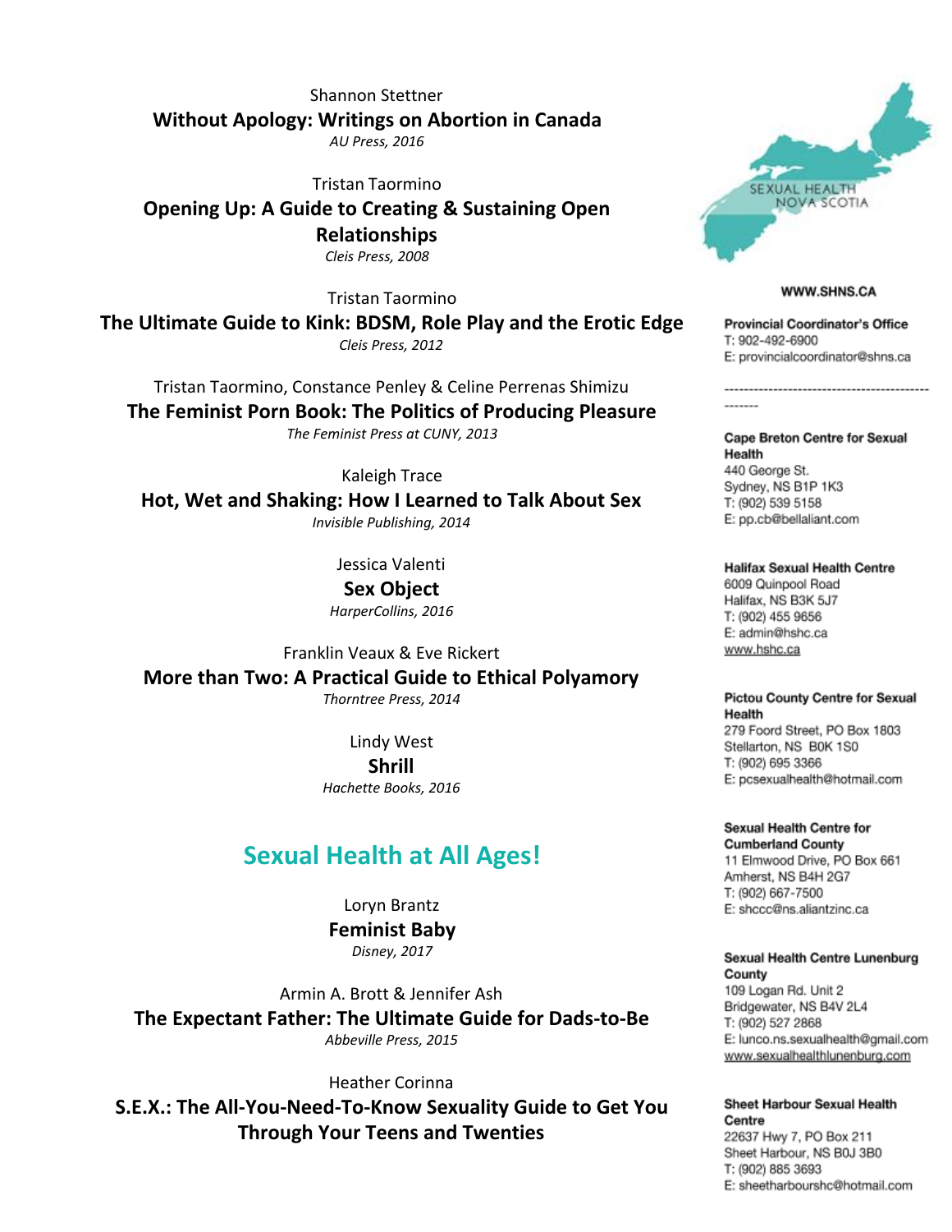Shannon Stettner
**Without Apology: Writings on Abortion in Canada**
*AU Press, 2016*

Tristan Taormino
**Opening Up: A Guide to Creating & Sustaining Open Relationships**
*Cleis Press, 2008*

Tristan Taormino
**The Ultimate Guide to Kink: BDSM, Role Play and the Erotic Edge**
*Cleis Press, 2012*

Tristan Taormino, Constance Penley & Celine Perrenas Shimizu
**The Feminist Porn Book: The Politics of Producing Pleasure**
*The Feminist Press at CUNY, 2013*

Kaleigh Trace
**Hot, Wet and Shaking: How I Learned to Talk About Sex**
*Invisible Publishing, 2014*

Jessica Valenti
**Sex Object**
*HarperCollins, 2016*

Franklin Veaux & Eve Rickert
**More than Two: A Practical Guide to Ethical Polyamory**
*Thorntree Press, 2014*

Lindy West
**Shrill**
*Hachette Books, 2016*

## Sexual Health at All Ages!

Loryn Brantz
**Feminist Baby**
*Disney, 2017*

Armin A. Brott & Jennifer Ash
**The Expectant Father: The Ultimate Guide for Dads-to-Be**
*Abbeville Press, 2015*

Heather Corinna
**S.E.X.: The All-You-Need-To-Know Sexuality Guide to Get You Through Your Teens and Twenties**

---

SEXUAL HEALTH NOVA SCOTIA

**WWW.SHNS.CA**

**Provincial Coordinator's Office**
T: 902-492-6900
E: provincialcoordinator@shns.ca

---

**Cape Breton Centre for Sexual Health**
440 George St.
Sydney, NS B1P 1K3
T: (902) 539 5158
E: pp.cb@bellaliant.com

**Halifax Sexual Health Centre**
6009 Quinpool Road
Halifax, NS B3K 5J7
T: (902) 455 9656
E: admin@hshc.ca
www.hshc.ca

**Pictou County Centre for Sexual Health**
279 Foord Street, PO Box 1803
Stellarton, NS B0K 1S0
T: (902) 695 3366
E: pcsexualhealth@hotmail.com

**Sexual Health Centre for Cumberland County**
11 Elmwood Drive, PO Box 661
Amherst, NS B4H 2G7
T: (902) 667-7500
E: shccc@ns.aliantzinc.ca

**Sexual Health Centre Lunenburg County**
109 Logan Rd. Unit 2
Bridgewater, NS B4V 2L4
T: (902) 527 2868
E: lunco.ns.sexualhealth@gmail.com
www.sexualhealthlunenburg.com

**Sheet Harbour Sexual Health Centre**
22637 Hwy 7, PO Box 211
Sheet Harbour, NS B0J 3B0
T: (902) 885 3693
E: sheetharbourshc@hotmail.com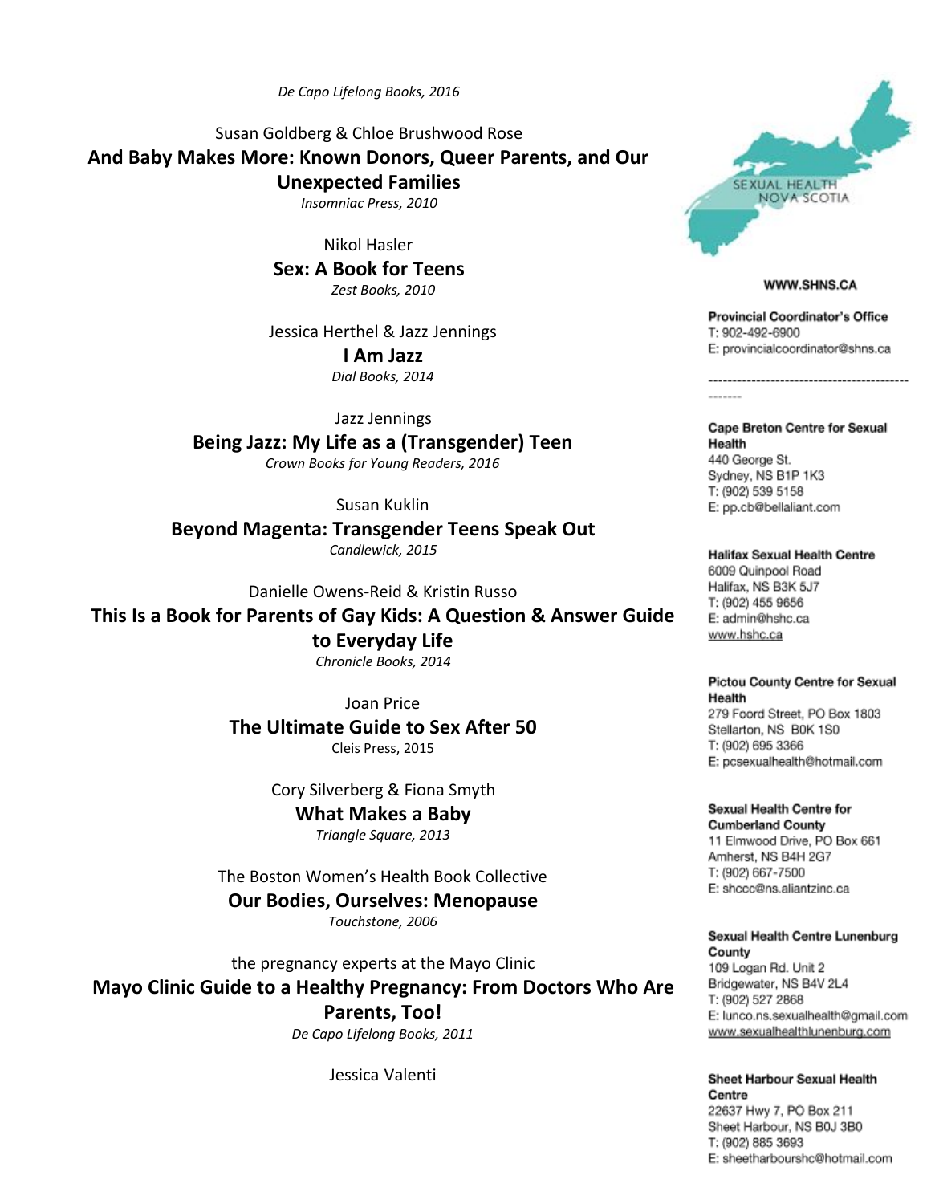*De Capo Lifelong Books, 2016*

Susan Goldberg & Chloe Brushwood Rose
**And Baby Makes More: Known Donors, Queer Parents, and Our Unexpected Families**
*Insomniac Press, 2010*

Nikol Hasler
**Sex: A Book for Teens**
*Zest Books, 2010*

Jessica Herthel & Jazz Jennings
**I Am Jazz**
*Dial Books, 2014*

Jazz Jennings
**Being Jazz: My Life as a (Transgender) Teen**
*Crown Books for Young Readers, 2016*

Susan Kuklin
**Beyond Magenta: Transgender Teens Speak Out**
*Candlewick, 2015*

Danielle Owens-Reid & Kristin Russo
**This Is a Book for Parents of Gay Kids: A Question & Answer Guide to Everyday Life**
*Chronicle Books, 2014*

Joan Price
**The Ultimate Guide to Sex After 50**
Cleis Press, 2015

Cory Silverberg & Fiona Smyth
**What Makes a Baby**
*Triangle Square, 2013*

The Boston Women's Health Book Collective
**Our Bodies, Ourselves: Menopause**
*Touchstone, 2006*

the pregnancy experts at the Mayo Clinic
**Mayo Clinic Guide to a Healthy Pregnancy: From Doctors Who Are Parents, Too!**
*De Capo Lifelong Books, 2011*

Jessica Valenti

SEXUAL HEALTH NOVA SCOTIA

**WWW.SHNS.CA**

**Provincial Coordinator's Office**
T: 902-492-6900
E: provincialcoordinator@shns.ca

---

**Cape Breton Centre for Sexual Health**
440 George St.
Sydney, NS B1P 1K3
T: (902) 539 5158
E: pp.cb@bellaliant.com

**Halifax Sexual Health Centre**
6009 Quinpool Road
Halifax, NS B3K 5J7
T: (902) 455 9656
E: admin@hshc.ca
www.hshc.ca

**Pictou County Centre for Sexual Health**
279 Foord Street, PO Box 1803
Stellarton, NS B0K 1S0
T: (902) 695 3366
E: pcsexualhealth@hotmail.com

**Sexual Health Centre for Cumberland County**
11 Elmwood Drive, PO Box 661
Amherst, NS B4H 2G7
T: (902) 667-7500
E: shccc@ns.aliantzinc.ca

**Sexual Health Centre Lunenburg County**
109 Logan Rd. Unit 2
Bridgewater, NS B4V 2L4
T: (902) 527 2868
E: lunco.ns.sexualhealth@gmail.com
www.sexualhealthlunenburg.com

**Sheet Harbour Sexual Health Centre**
22637 Hwy 7, PO Box 211
Sheet Harbour, NS B0J 3B0
T: (902) 885 3693
E: sheetharbourshc@hotmail.com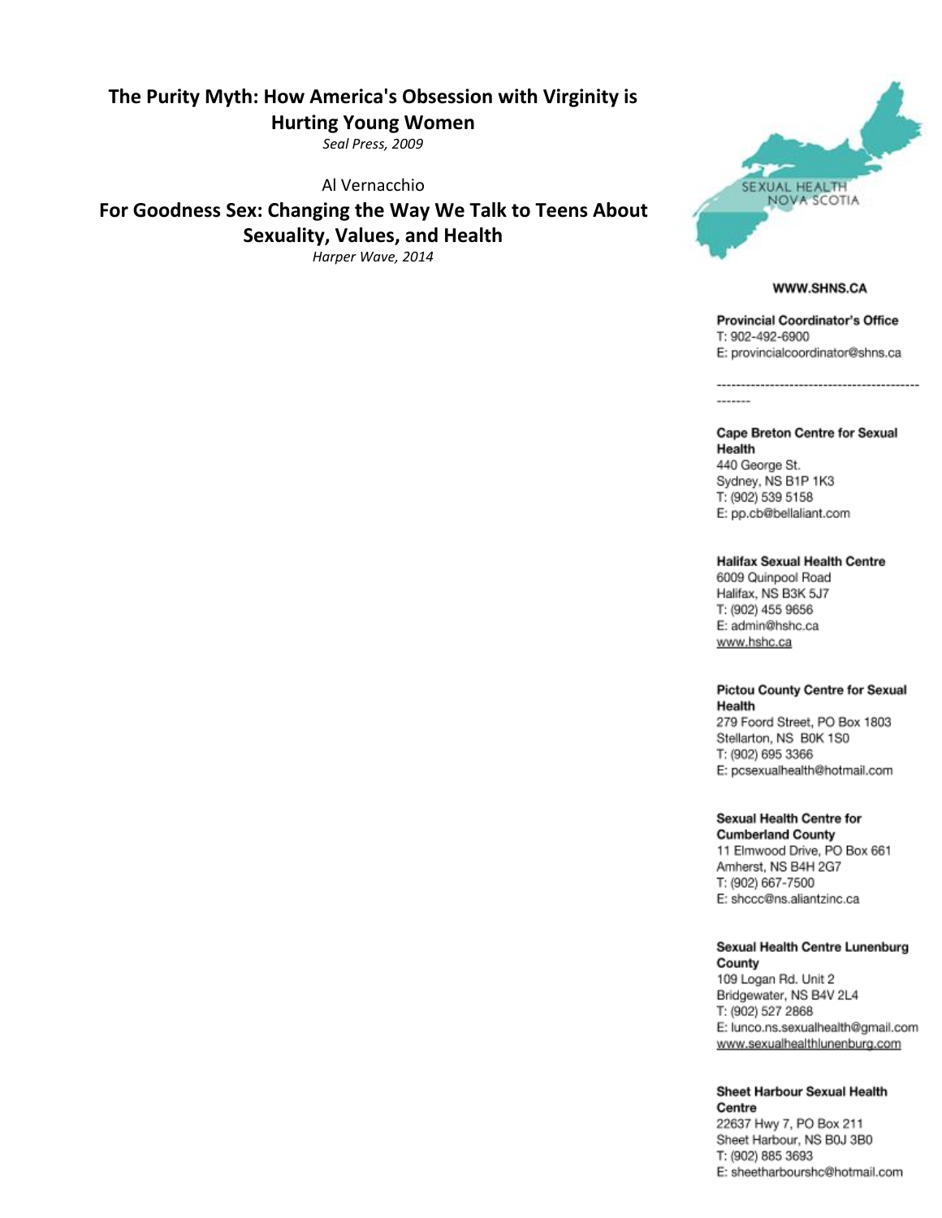**The Purity Myth: How America's Obsession with Virginity is Hurting Young Women**
*Seal Press, 2009*

Al Vernacchio
**For Goodness Sex: Changing the Way We Talk to Teens About Sexuality, Values, and Health**
*Harper Wave, 2014*

SEXUAL HEALTH NOVA SCOTIA

**WWW.SHNS.CA**

**Provincial Coordinator's Office**
T: 902-492-6900
E: provincialcoordinator@shns.ca

**Cape Breton Centre for Sexual Health**
440 George St.
Sydney, NS B1P 1K3
T: (902) 539 5158
E: pp.cb@bellaliant.com

**Halifax Sexual Health Centre**
6009 Quinpool Road
Halifax, NS B3K 5J7
T: (902) 455 9656
E: admin@hshc.ca
www.hshc.ca

**Pictou County Centre for Sexual Health**
279 Foord Street, PO Box 1803
Stellarton, NS B0K 1S0
T: (902) 695 3366
E: pcsexualhealth@hotmail.com

**Sexual Health Centre for Cumberland County**
11 Elmwood Drive, PO Box 661
Amherst, NS B4H 2G7
T: (902) 667-7500
E: shccc@ns.aliantzinc.ca

**Sexual Health Centre Lunenburg County**
109 Logan Rd. Unit 2
Bridgewater, NS B4V 2L4
T: (902) 527 2868
E: lunco.ns.sexualhealth@gmail.com
www.sexualhealthlunenburg.com

**Sheet Harbour Sexual Health Centre**
22637 Hwy 7, PO Box 211
Sheet Harbour, NS B0J 3B0
T: (902) 885 3693
E: sheetharbourshc@hotmail.com